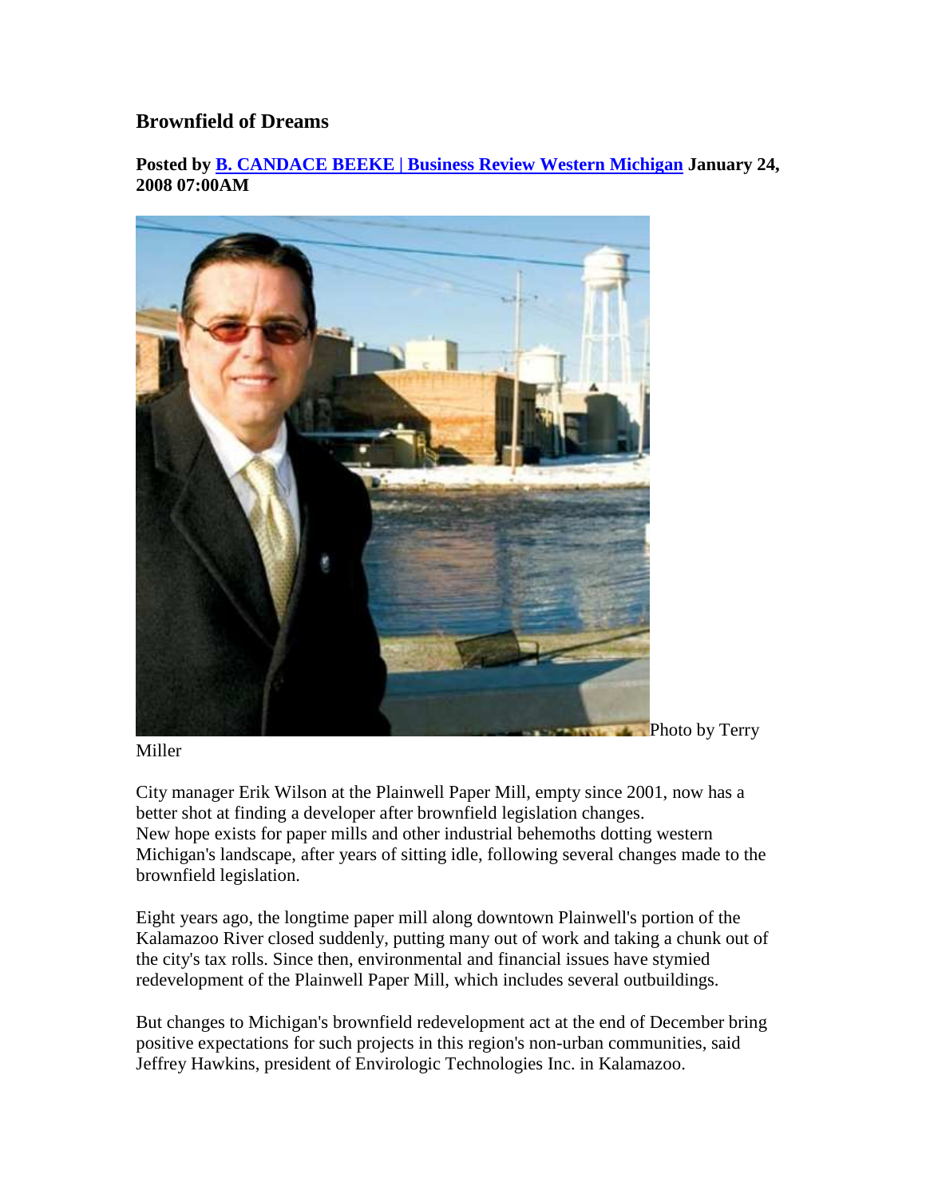## Brownfield of Dreams

**Posted by [B. CANDACE BEEKE | Business Review Western Michigan]() January 24, 2008 07:00AM**

Photo by Terry Miller

City manager Erik Wilson at the Plainwell Paper Mill, empty since 2001, now has a better shot at finding a developer after brownfield legislation changes.
New hope exists for paper mills and other industrial behemoths dotting western Michigan's landscape, after years of sitting idle, following several changes made to the brownfield legislation.

Eight years ago, the longtime paper mill along downtown Plainwell's portion of the Kalamazoo River closed suddenly, putting many out of work and taking a chunk out of the city's tax rolls. Since then, environmental and financial issues have stymied redevelopment of the Plainwell Paper Mill, which includes several outbuildings.

But changes to Michigan's brownfield redevelopment act at the end of December bring positive expectations for such projects in this region's non-urban communities, said Jeffrey Hawkins, president of Envirologic Technologies Inc. in Kalamazoo.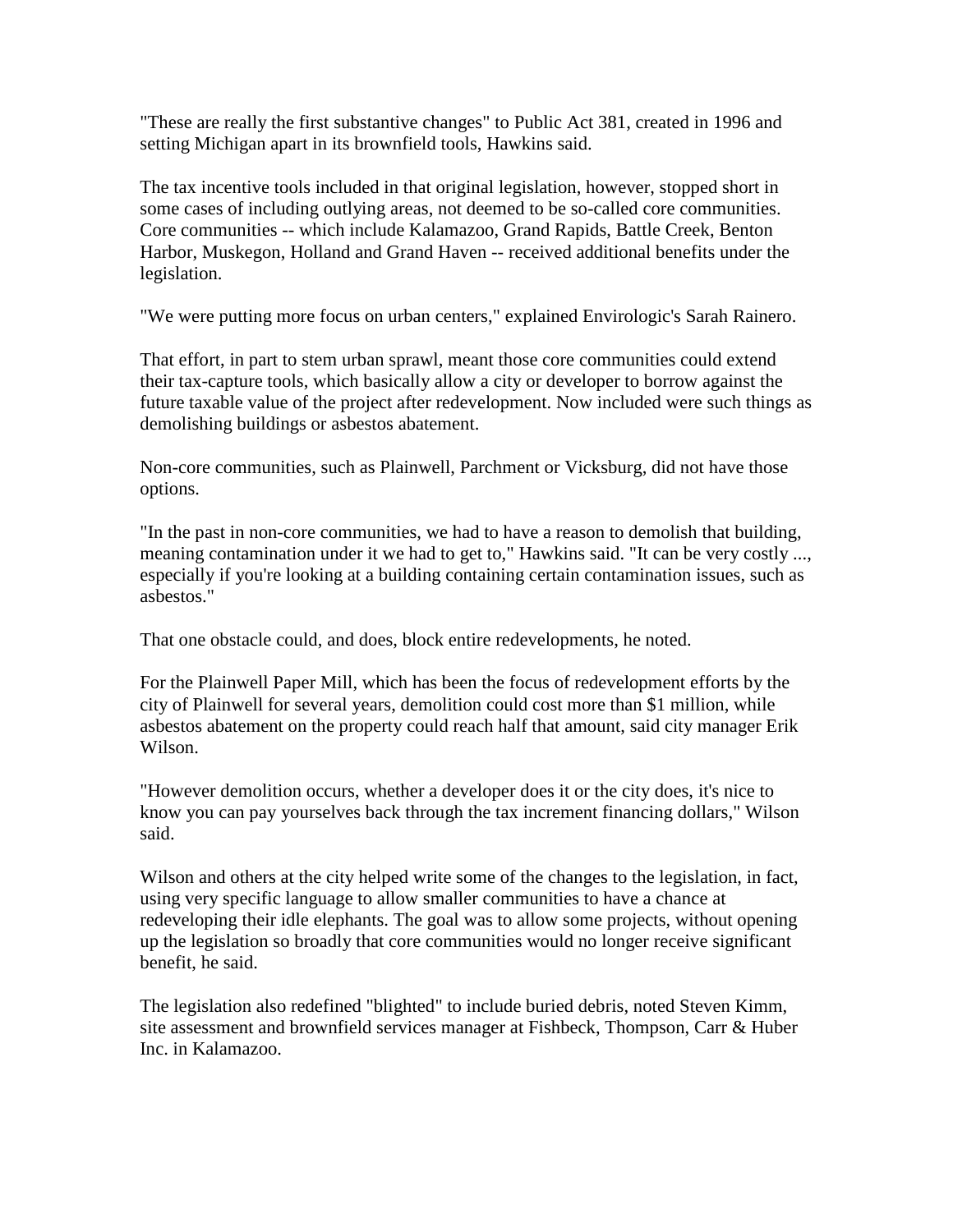"These are really the first substantive changes" to Public Act 381, created in 1996 and setting Michigan apart in its brownfield tools, Hawkins said.

The tax incentive tools included in that original legislation, however, stopped short in some cases of including outlying areas, not deemed to be so-called core communities. Core communities -- which include Kalamazoo, Grand Rapids, Battle Creek, Benton Harbor, Muskegon, Holland and Grand Haven -- received additional benefits under the legislation.

"We were putting more focus on urban centers," explained Envirologic's Sarah Rainero.

That effort, in part to stem urban sprawl, meant those core communities could extend their tax-capture tools, which basically allow a city or developer to borrow against the future taxable value of the project after redevelopment. Now included were such things as demolishing buildings or asbestos abatement.

Non-core communities, such as Plainwell, Parchment or Vicksburg, did not have those options.

"In the past in non-core communities, we had to have a reason to demolish that building, meaning contamination under it we had to get to," Hawkins said. "It can be very costly ..., especially if you're looking at a building containing certain contamination issues, such as asbestos."

That one obstacle could, and does, block entire redevelopments, he noted.

For the Plainwell Paper Mill, which has been the focus of redevelopment efforts by the city of Plainwell for several years, demolition could cost more than $1 million, while asbestos abatement on the property could reach half that amount, said city manager Erik Wilson.

"However demolition occurs, whether a developer does it or the city does, it's nice to know you can pay yourselves back through the tax increment financing dollars," Wilson said.

Wilson and others at the city helped write some of the changes to the legislation, in fact, using very specific language to allow smaller communities to have a chance at redeveloping their idle elephants. The goal was to allow some projects, without opening up the legislation so broadly that core communities would no longer receive significant benefit, he said.

The legislation also redefined "blighted" to include buried debris, noted Steven Kimm, site assessment and brownfield services manager at Fishbeck, Thompson, Carr & Huber Inc. in Kalamazoo.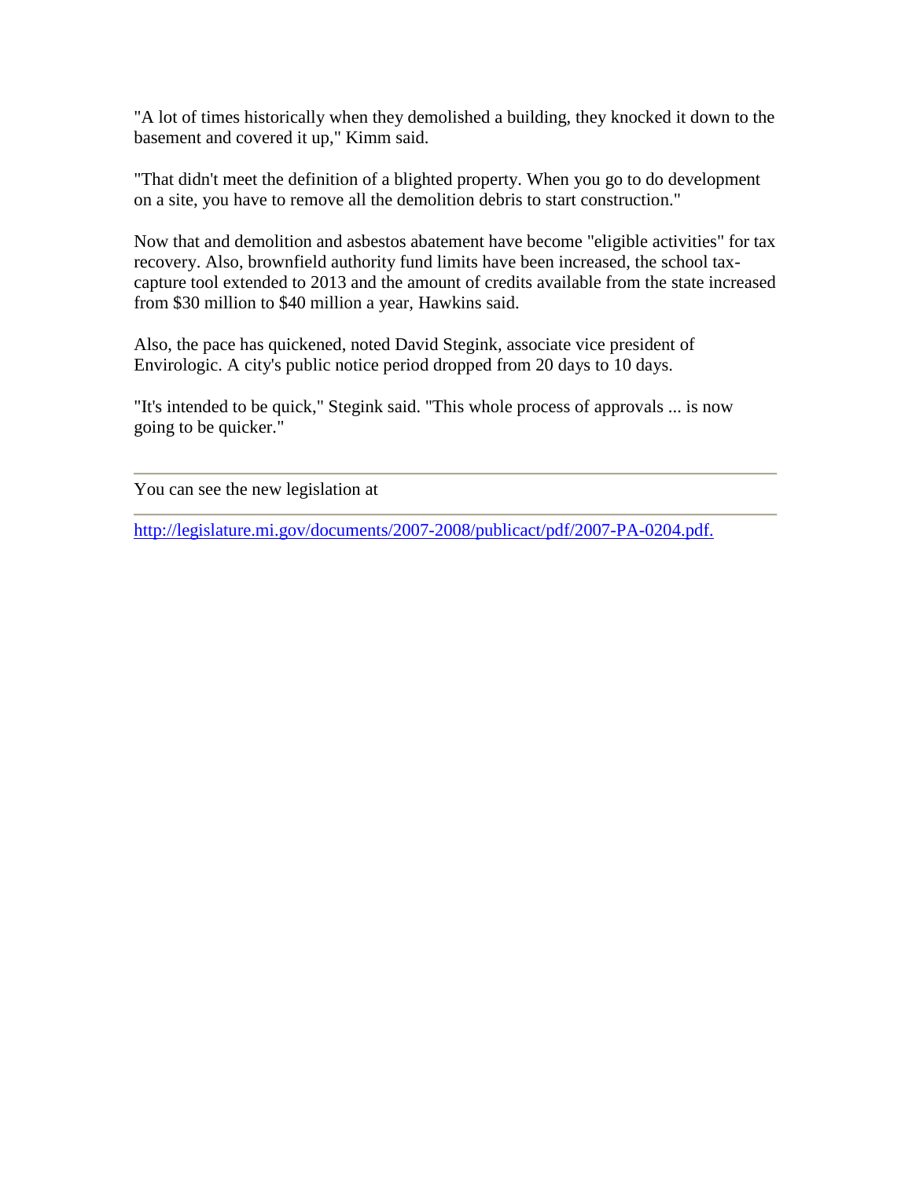"A lot of times historically when they demolished a building, they knocked it down to the basement and covered it up," Kimm said.

"That didn't meet the definition of a blighted property. When you go to do development on a site, you have to remove all the demolition debris to start construction."

Now that and demolition and asbestos abatement have become "eligible activities" for tax recovery. Also, brownfield authority fund limits have been increased, the school tax-capture tool extended to 2013 and the amount of credits available from the state increased from $30 million to $40 million a year, Hawkins said.

Also, the pace has quickened, noted David Stegink, associate vice president of Envirologic. A city's public notice period dropped from 20 days to 10 days.

"It's intended to be quick," Stegink said. "This whole process of approvals ... is now going to be quicker."

---

You can see the new legislation at

---

[http://legislature.mi.gov/documents/2007-2008/publicact/pdf/2007-PA-0204.pdf.](http://legislature.mi.gov/documents/2007-2008/publicact/pdf/2007-PA-0204.pdf)